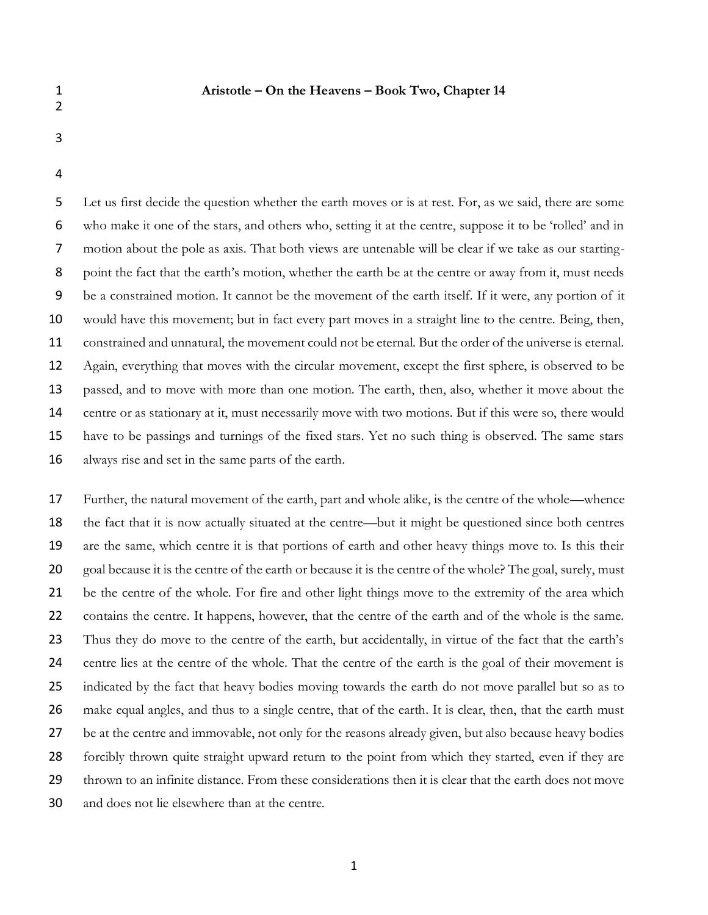# Aristotle – On the Heavens – Book Two, Chapter 14

Let us first decide the question whether the earth moves or is at rest. For, as we said, there are some who make it one of the stars, and others who, setting it at the centre, suppose it to be 'rolled' and in motion about the pole as axis. That both views are untenable will be clear if we take as our starting-point the fact that the earth's motion, whether the earth be at the centre or away from it, must needs be a constrained motion. It cannot be the movement of the earth itself. If it were, any portion of it would have this movement; but in fact every part moves in a straight line to the centre. Being, then, constrained and unnatural, the movement could not be eternal. But the order of the universe is eternal. Again, everything that moves with the circular movement, except the first sphere, is observed to be passed, and to move with more than one motion. The earth, then, also, whether it move about the centre or as stationary at it, must necessarily move with two motions. But if this were so, there would have to be passings and turnings of the fixed stars. Yet no such thing is observed. The same stars always rise and set in the same parts of the earth.

Further, the natural movement of the earth, part and whole alike, is the centre of the whole—whence the fact that it is now actually situated at the centre—but it might be questioned since both centres are the same, which centre it is that portions of earth and other heavy things move to. Is this their goal because it is the centre of the earth or because it is the centre of the whole? The goal, surely, must be the centre of the whole. For fire and other light things move to the extremity of the area which contains the centre. It happens, however, that the centre of the earth and of the whole is the same. Thus they do move to the centre of the earth, but accidentally, in virtue of the fact that the earth's centre lies at the centre of the whole. That the centre of the earth is the goal of their movement is indicated by the fact that heavy bodies moving towards the earth do not move parallel but so as to make equal angles, and thus to a single centre, that of the earth. It is clear, then, that the earth must be at the centre and immovable, not only for the reasons already given, but also because heavy bodies forcibly thrown quite straight upward return to the point from which they started, even if they are thrown to an infinite distance. From these considerations then it is clear that the earth does not move and does not lie elsewhere than at the centre.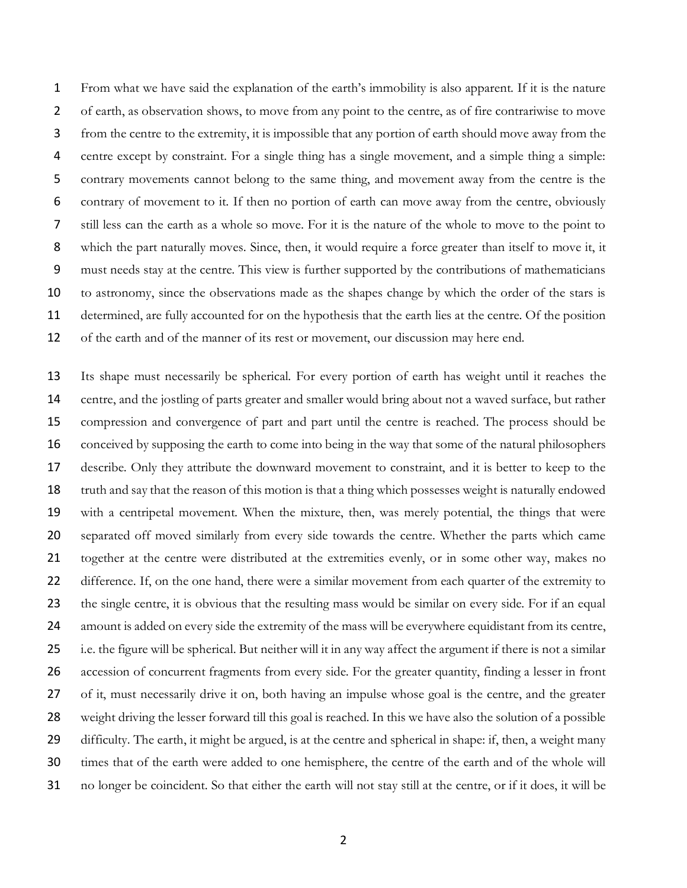From what we have said the explanation of the earth's immobility is also apparent. If it is the nature of earth, as observation shows, to move from any point to the centre, as of fire contrariwise to move from the centre to the extremity, it is impossible that any portion of earth should move away from the centre except by constraint. For a single thing has a single movement, and a simple thing a simple: contrary movements cannot belong to the same thing, and movement away from the centre is the contrary of movement to it. If then no portion of earth can move away from the centre, obviously still less can the earth as a whole so move. For it is the nature of the whole to move to the point to which the part naturally moves. Since, then, it would require a force greater than itself to move it, it must needs stay at the centre. This view is further supported by the contributions of mathematicians to astronomy, since the observations made as the shapes change by which the order of the stars is determined, are fully accounted for on the hypothesis that the earth lies at the centre. Of the position of the earth and of the manner of its rest or movement, our discussion may here end.

Its shape must necessarily be spherical. For every portion of earth has weight until it reaches the centre, and the jostling of parts greater and smaller would bring about not a waved surface, but rather compression and convergence of part and part until the centre is reached. The process should be conceived by supposing the earth to come into being in the way that some of the natural philosophers describe. Only they attribute the downward movement to constraint, and it is better to keep to the truth and say that the reason of this motion is that a thing which possesses weight is naturally endowed with a centripetal movement. When the mixture, then, was merely potential, the things that were separated off moved similarly from every side towards the centre. Whether the parts which came together at the centre were distributed at the extremities evenly, or in some other way, makes no difference. If, on the one hand, there were a similar movement from each quarter of the extremity to the single centre, it is obvious that the resulting mass would be similar on every side. For if an equal amount is added on every side the extremity of the mass will be everywhere equidistant from its centre, i.e. the figure will be spherical. But neither will it in any way affect the argument if there is not a similar accession of concurrent fragments from every side. For the greater quantity, finding a lesser in front of it, must necessarily drive it on, both having an impulse whose goal is the centre, and the greater weight driving the lesser forward till this goal is reached. In this we have also the solution of a possible difficulty. The earth, it might be argued, is at the centre and spherical in shape: if, then, a weight many times that of the earth were added to one hemisphere, the centre of the earth and of the whole will no longer be coincident. So that either the earth will not stay still at the centre, or if it does, it will be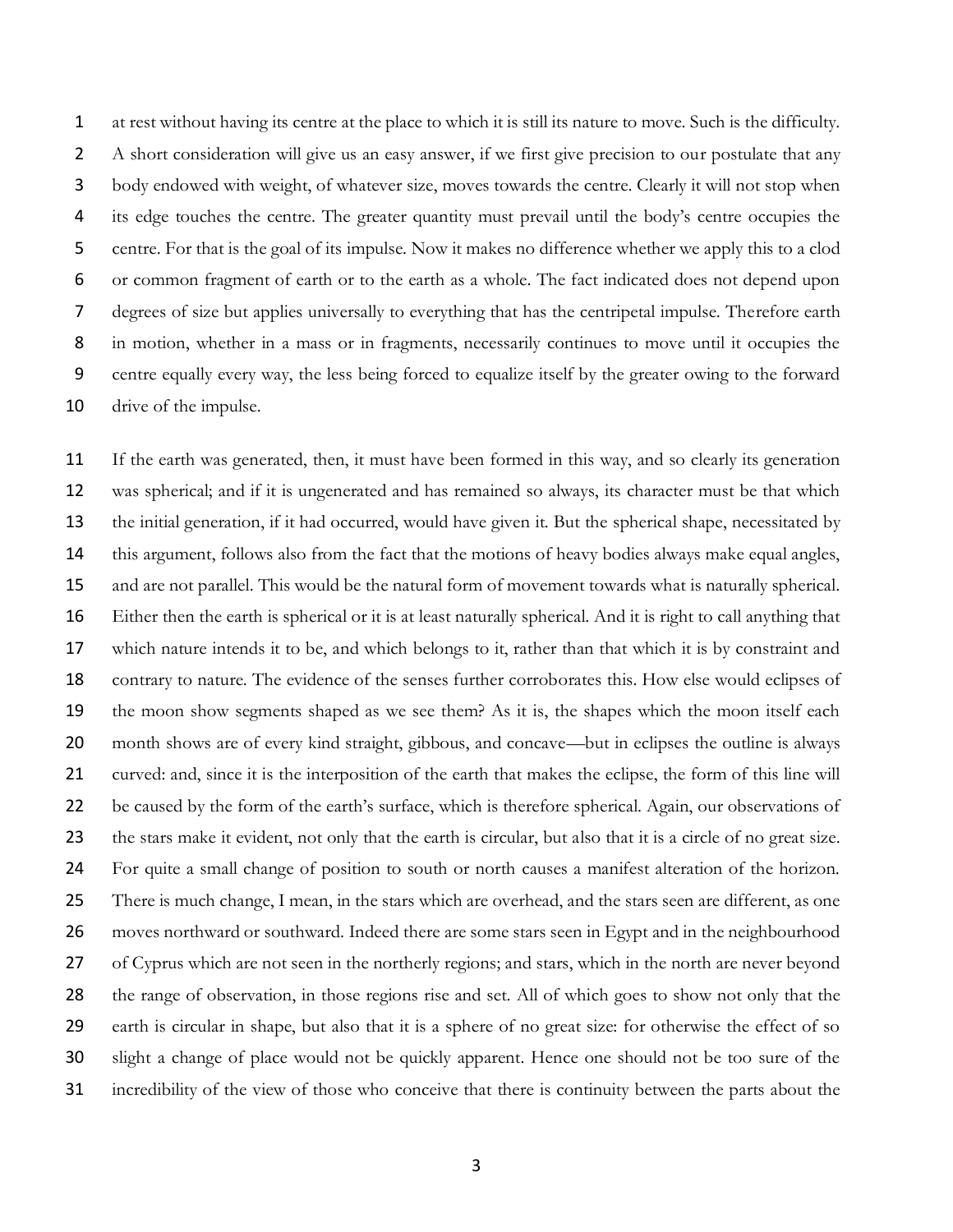at rest without having its centre at the place to which it is still its nature to move. Such is the difficulty. A short consideration will give us an easy answer, if we first give precision to our postulate that any body endowed with weight, of whatever size, moves towards the centre. Clearly it will not stop when its edge touches the centre. The greater quantity must prevail until the body's centre occupies the centre. For that is the goal of its impulse. Now it makes no difference whether we apply this to a clod or common fragment of earth or to the earth as a whole. The fact indicated does not depend upon degrees of size but applies universally to everything that has the centripetal impulse. Therefore earth in motion, whether in a mass or in fragments, necessarily continues to move until it occupies the centre equally every way, the less being forced to equalize itself by the greater owing to the forward drive of the impulse.

If the earth was generated, then, it must have been formed in this way, and so clearly its generation was spherical; and if it is ungenerated and has remained so always, its character must be that which the initial generation, if it had occurred, would have given it. But the spherical shape, necessitated by this argument, follows also from the fact that the motions of heavy bodies always make equal angles, and are not parallel. This would be the natural form of movement towards what is naturally spherical. Either then the earth is spherical or it is at least naturally spherical. And it is right to call anything that which nature intends it to be, and which belongs to it, rather than that which it is by constraint and contrary to nature. The evidence of the senses further corroborates this. How else would eclipses of the moon show segments shaped as we see them? As it is, the shapes which the moon itself each month shows are of every kind straight, gibbous, and concave—but in eclipses the outline is always curved: and, since it is the interposition of the earth that makes the eclipse, the form of this line will be caused by the form of the earth's surface, which is therefore spherical. Again, our observations of the stars make it evident, not only that the earth is circular, but also that it is a circle of no great size. For quite a small change of position to south or north causes a manifest alteration of the horizon. There is much change, I mean, in the stars which are overhead, and the stars seen are different, as one moves northward or southward. Indeed there are some stars seen in Egypt and in the neighbourhood of Cyprus which are not seen in the northerly regions; and stars, which in the north are never beyond the range of observation, in those regions rise and set. All of which goes to show not only that the earth is circular in shape, but also that it is a sphere of no great size: for otherwise the effect of so slight a change of place would not be quickly apparent. Hence one should not be too sure of the incredibility of the view of those who conceive that there is continuity between the parts about the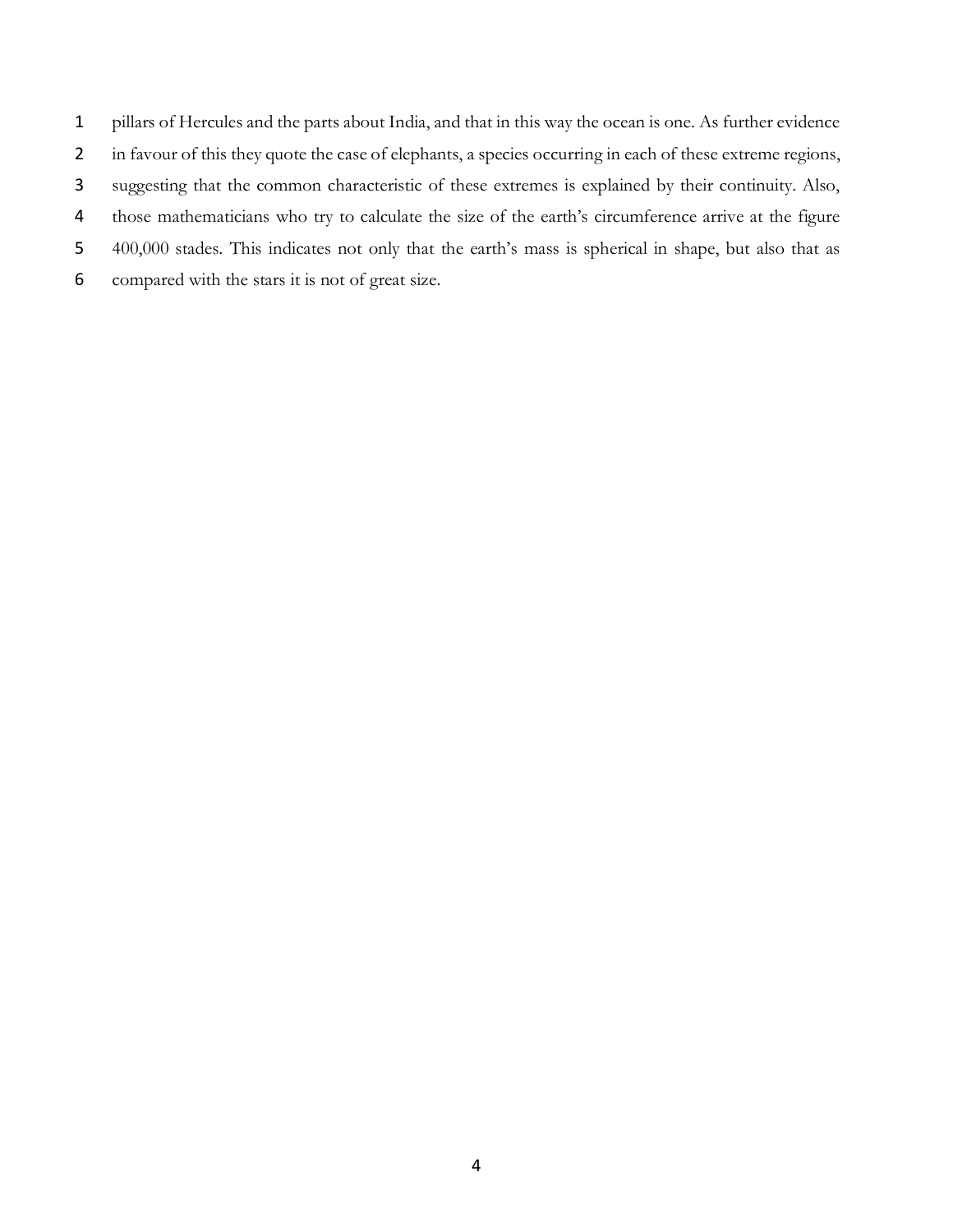pillars of Hercules and the parts about India, and that in this way the ocean is one. As further evidence in favour of this they quote the case of elephants, a species occurring in each of these extreme regions, suggesting that the common characteristic of these extremes is explained by their continuity. Also, those mathematicians who try to calculate the size of the earth's circumference arrive at the figure 400,000 stades. This indicates not only that the earth's mass is spherical in shape, but also that as compared with the stars it is not of great size.